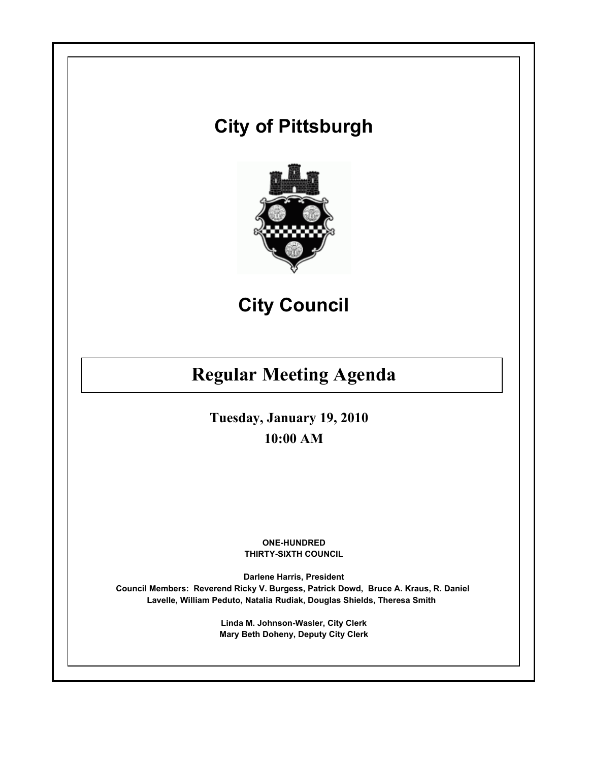# City of Pittsburgh

# City Council

## Regular Meeting Agenda

**Tuesday, January 19, 2010**

**10:00 AM**

**ONE-HUNDRED THIRTY-SIXTH COUNCIL**

**Darlene Harris, President**

**Council Members: Reverend Ricky V. Burgess, Patrick Dowd, Bruce A. Kraus, R. Daniel Lavelle, William Peduto, Natalia Rudiak, Douglas Shields, Theresa Smith**

**Linda M. Johnson-Wasler, City Clerk**

**Mary Beth Doheny, Deputy City Clerk**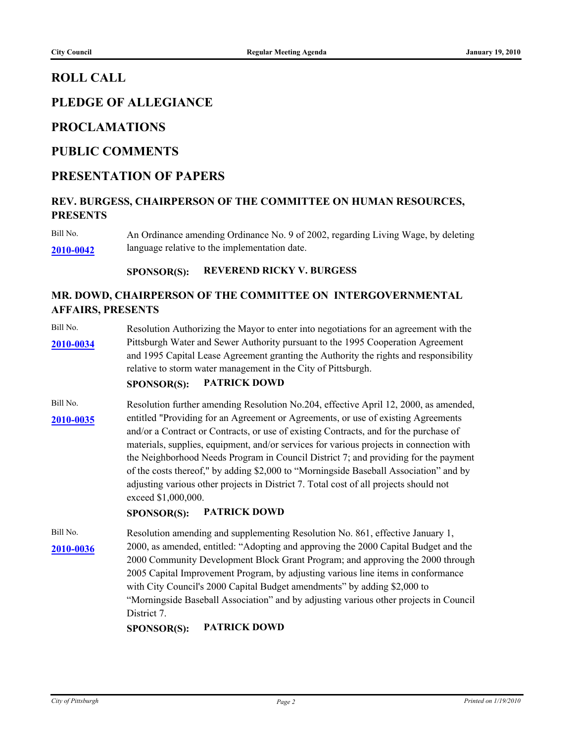## ROLL CALL

## PLEDGE OF ALLEGIANCE

## PROCLAMATIONS

## PUBLIC COMMENTS

## PRESENTATION OF PAPERS

### REV. BURGESS, CHAIRPERSON OF THE COMMITTEE ON HUMAN RESOURCES, PRESENTS

Bill No. **2010-0042**

An Ordinance amending Ordinance No. 9 of 2002, regarding Living Wage, by deleting language relative to the implementation date.

**SPONSOR(S): REVEREND RICKY V. BURGESS**

### MR. DOWD, CHAIRPERSON OF THE COMMITTEE ON INTERGOVERNMENTAL AFFAIRS, PRESENTS

Bill No. **2010-0034**

Resolution Authorizing the Mayor to enter into negotiations for an agreement with the Pittsburgh Water and Sewer Authority pursuant to the 1995 Cooperation Agreement and 1995 Capital Lease Agreement granting the Authority the rights and responsibility relative to storm water management in the City of Pittsburgh.

**SPONSOR(S): PATRICK DOWD**

Bill No. **2010-0035**

Resolution further amending Resolution No.204, effective April 12, 2000, as amended, entitled "Providing for an Agreement or Agreements, or use of existing Agreements and/or a Contract or Contracts, or use of existing Contracts, and for the purchase of materials, supplies, equipment, and/or services for various projects in connection with the Neighborhood Needs Program in Council District 7; and providing for the payment of the costs thereof," by adding $2,000 to "Morningside Baseball Association" and by adjusting various other projects in District 7. Total cost of all projects should not exceed $1,000,000.

**SPONSOR(S): PATRICK DOWD**

Bill No. **2010-0036**

Resolution amending and supplementing Resolution No. 861, effective January 1, 2000, as amended, entitled: "Adopting and approving the 2000 Capital Budget and the 2000 Community Development Block Grant Program; and approving the 2000 through 2005 Capital Improvement Program, by adjusting various line items in conformance with City Council's 2000 Capital Budget amendments" by adding $2,000 to "Morningside Baseball Association" and by adjusting various other projects in Council District 7.

**SPONSOR(S): PATRICK DOWD**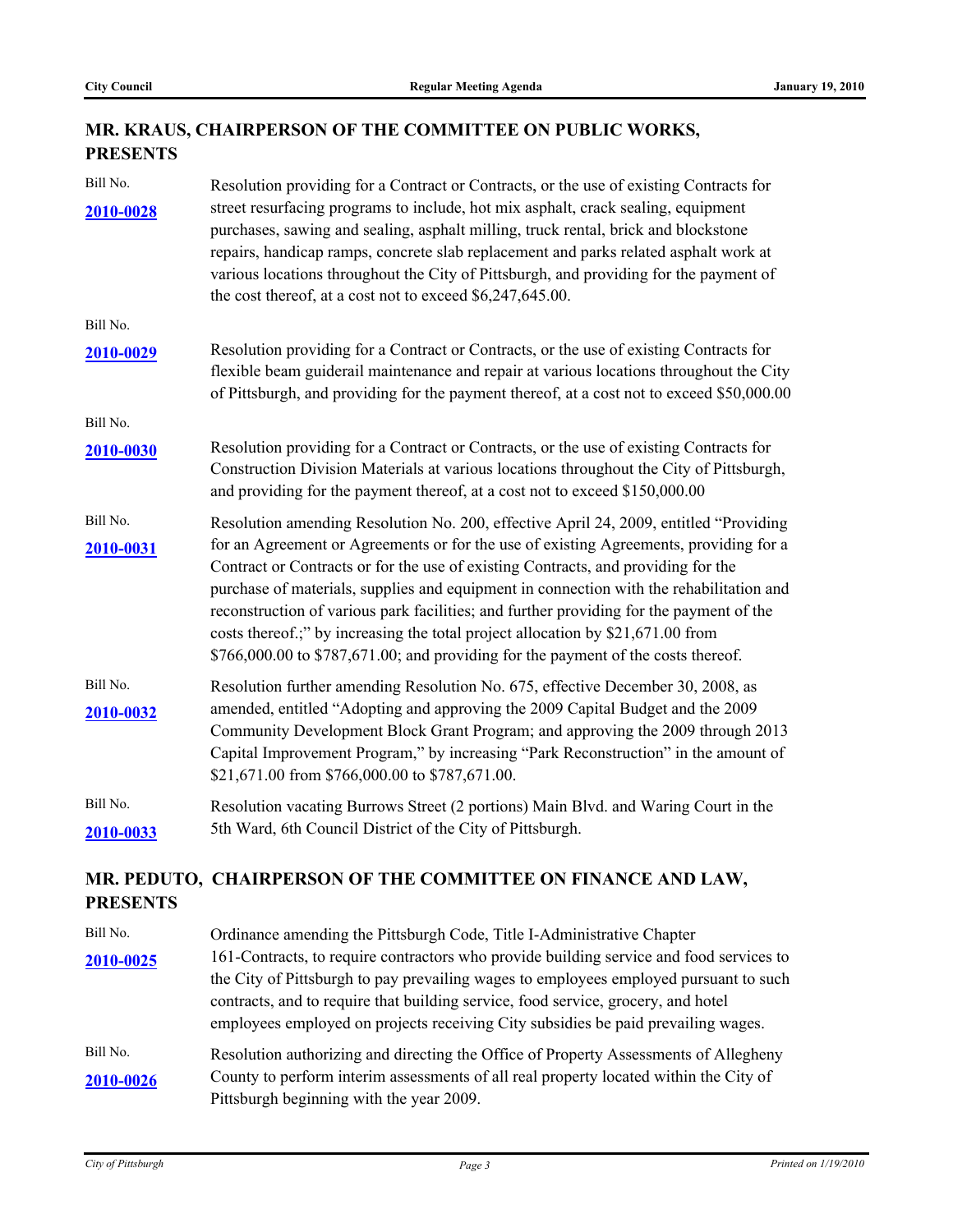## MR. KRAUS, CHAIRPERSON OF THE COMMITTEE ON PUBLIC WORKS, PRESENTS

Bill No. **2010-0028**

Resolution providing for a Contract or Contracts, or the use of existing Contracts for street resurfacing programs to include, hot mix asphalt, crack sealing, equipment purchases, sawing and sealing, asphalt milling, truck rental, brick and blockstone repairs, handicap ramps, concrete slab replacement and parks related asphalt work at various locations throughout the City of Pittsburgh, and providing for the payment of the cost thereof, at a cost not to exceed $6,247,645.00.

Bill No. **2010-0029**

Resolution providing for a Contract or Contracts, or the use of existing Contracts for flexible beam guiderail maintenance and repair at various locations throughout the City of Pittsburgh, and providing for the payment thereof, at a cost not to exceed $50,000.00

Bill No. **2010-0030**

Resolution providing for a Contract or Contracts, or the use of existing Contracts for Construction Division Materials at various locations throughout the City of Pittsburgh, and providing for the payment thereof, at a cost not to exceed $150,000.00

Bill No. **2010-0031**

Resolution amending Resolution No. 200, effective April 24, 2009, entitled "Providing for an Agreement or Agreements or for the use of existing Agreements, providing for a Contract or Contracts or for the use of existing Contracts, and providing for the purchase of materials, supplies and equipment in connection with the rehabilitation and reconstruction of various park facilities; and further providing for the payment of the costs thereof.;" by increasing the total project allocation by $21,671.00 from $766,000.00 to $787,671.00; and providing for the payment of the costs thereof.

Bill No. **2010-0032**

Resolution further amending Resolution No. 675, effective December 30, 2008, as amended, entitled "Adopting and approving the 2009 Capital Budget and the 2009 Community Development Block Grant Program; and approving the 2009 through 2013 Capital Improvement Program," by increasing "Park Reconstruction" in the amount of $21,671.00 from $766,000.00 to $787,671.00.

Bill No. **2010-0033**

Resolution vacating Burrows Street (2 portions) Main Blvd. and Waring Court in the 5th Ward, 6th Council District of the City of Pittsburgh.

## MR. PEDUTO, CHAIRPERSON OF THE COMMITTEE ON FINANCE AND LAW, PRESENTS

Bill No. **2010-0025**

Ordinance amending the Pittsburgh Code, Title I-Administrative Chapter 161-Contracts, to require contractors who provide building service and food services to the City of Pittsburgh to pay prevailing wages to employees employed pursuant to such contracts, and to require that building service, food service, grocery, and hotel employees employed on projects receiving City subsidies be paid prevailing wages.

Bill No. **2010-0026**

Resolution authorizing and directing the Office of Property Assessments of Allegheny County to perform interim assessments of all real property located within the City of Pittsburgh beginning with the year 2009.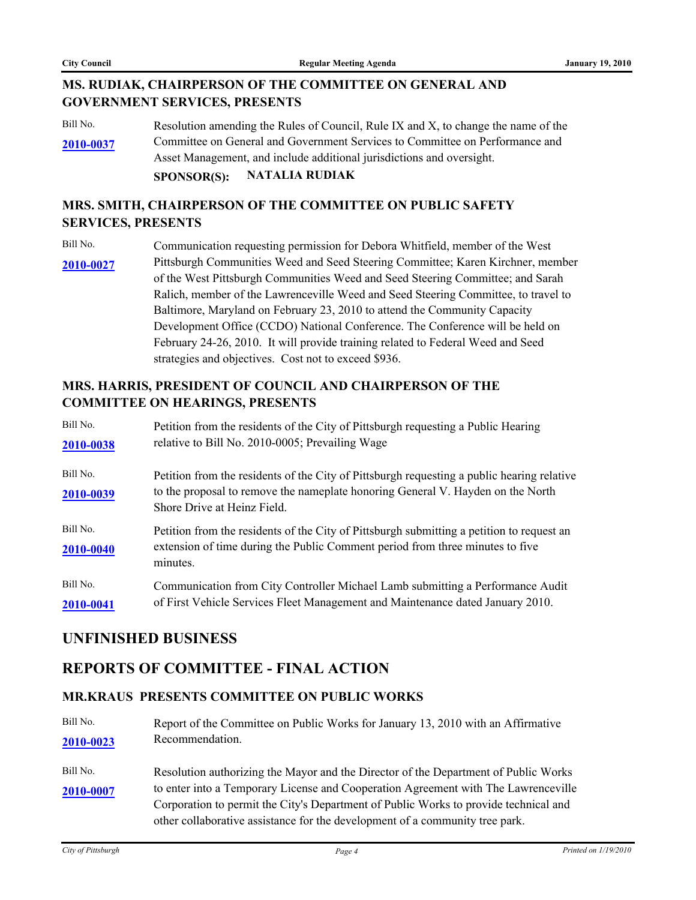### MS. RUDIAK, CHAIRPERSON OF THE COMMITTEE ON GENERAL AND GOVERNMENT SERVICES, PRESENTS

Bill No. **2010-0037**

Resolution amending the Rules of Council, Rule IX and X, to change the name of the Committee on General and Government Services to Committee on Performance and Asset Management, and include additional jurisdictions and oversight.

**SPONSOR(S): NATALIA RUDIAK**

### MRS. SMITH, CHAIRPERSON OF THE COMMITTEE ON PUBLIC SAFETY SERVICES, PRESENTS

Bill No. **2010-0027**

Communication requesting permission for Debora Whitfield, member of the West Pittsburgh Communities Weed and Seed Steering Committee; Karen Kirchner, member of the West Pittsburgh Communities Weed and Seed Steering Committee; and Sarah Ralich, member of the Lawrenceville Weed and Seed Steering Committee, to travel to Baltimore, Maryland on February 23, 2010 to attend the Community Capacity Development Office (CCDO) National Conference. The Conference will be held on February 24-26, 2010. It will provide training related to Federal Weed and Seed strategies and objectives. Cost not to exceed $936.

### MRS. HARRIS, PRESIDENT OF COUNCIL AND CHAIRPERSON OF THE COMMITTEE ON HEARINGS, PRESENTS

Bill No. **2010-0038**

Petition from the residents of the City of Pittsburgh requesting a Public Hearing relative to Bill No. 2010-0005; Prevailing Wage

Bill No. **2010-0039**

Petition from the residents of the City of Pittsburgh requesting a public hearing relative to the proposal to remove the nameplate honoring General V. Hayden on the North Shore Drive at Heinz Field.

Bill No. **2010-0040**

Petition from the residents of the City of Pittsburgh submitting a petition to request an extension of time during the Public Comment period from three minutes to five minutes.

Bill No. **2010-0041**

Communication from City Controller Michael Lamb submitting a Performance Audit of First Vehicle Services Fleet Management and Maintenance dated January 2010.

## UNFINISHED BUSINESS

## REPORTS OF COMMITTEE - FINAL ACTION

### MR.KRAUS PRESENTS COMMITTEE ON PUBLIC WORKS

Bill No. **2010-0023**

Report of the Committee on Public Works for January 13, 2010 with an Affirmative Recommendation.

Bill No. **2010-0007**

Resolution authorizing the Mayor and the Director of the Department of Public Works to enter into a Temporary License and Cooperation Agreement with The Lawrenceville Corporation to permit the City's Department of Public Works to provide technical and other collaborative assistance for the development of a community tree park.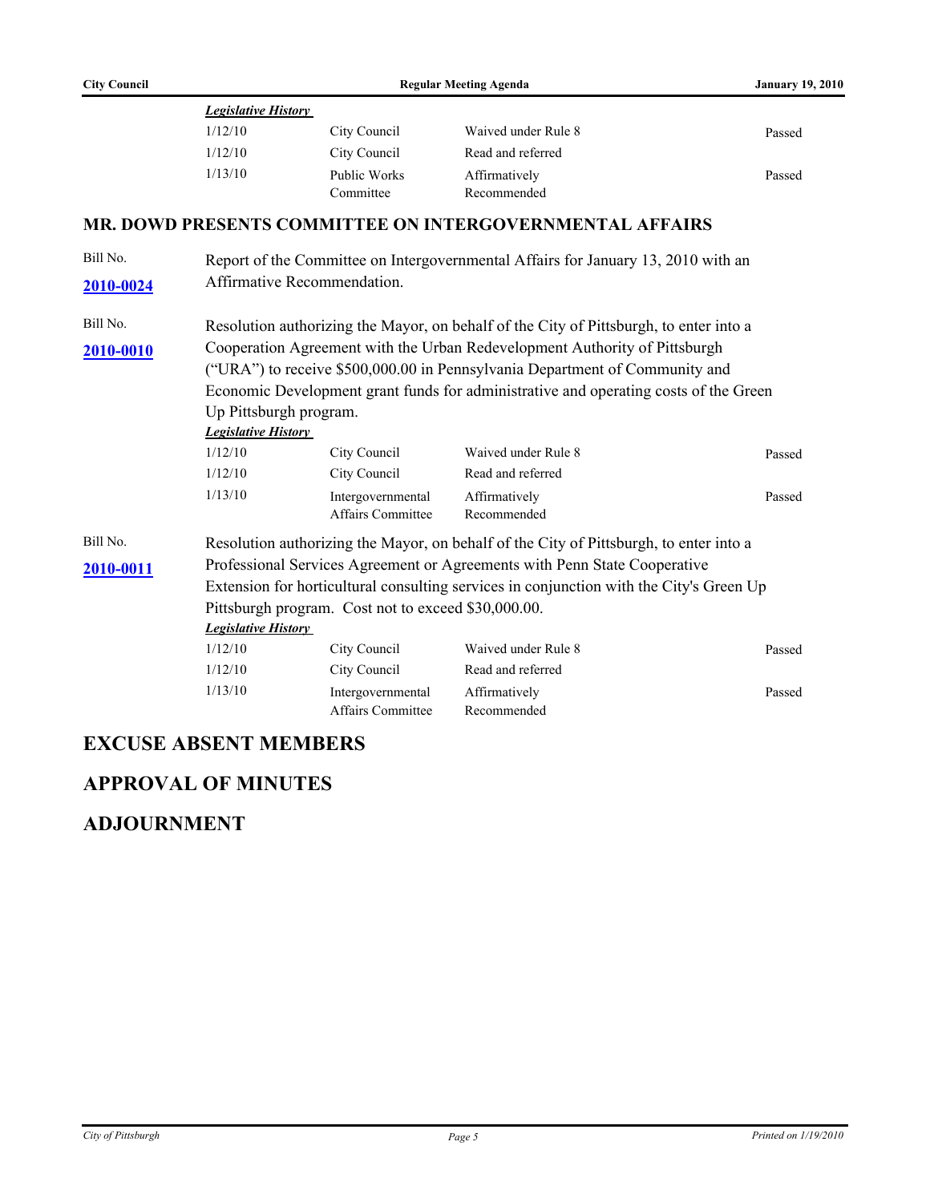***Legislative History***

| | | | |
|---|---|---|---|
| 1/12/10 | City Council | Waived under Rule 8 | Passed |
| 1/12/10 | City Council | Read and referred | |
| 1/13/10 | Public Works Committee | Affirmatively Recommended | Passed |

## MR. DOWD PRESENTS COMMITTEE ON INTERGOVERNMENTAL AFFAIRS

Bill No. **2010-0024**

Report of the Committee on Intergovernmental Affairs for January 13, 2010 with an Affirmative Recommendation.

Bill No. **2010-0010**

Resolution authorizing the Mayor, on behalf of the City of Pittsburgh, to enter into a Cooperation Agreement with the Urban Redevelopment Authority of Pittsburgh ("URA") to receive $500,000.00 in Pennsylvania Department of Community and Economic Development grant funds for administrative and operating costs of the Green Up Pittsburgh program.

***Legislative History***

| | | | |
|---|---|---|---|
| 1/12/10 | City Council | Waived under Rule 8 | Passed |
| 1/12/10 | City Council | Read and referred | |
| 1/13/10 | Intergovernmental Affairs Committee | Affirmatively Recommended | Passed |

Bill No. **2010-0011**

Resolution authorizing the Mayor, on behalf of the City of Pittsburgh, to enter into a Professional Services Agreement or Agreements with Penn State Cooperative Extension for horticultural consulting services in conjunction with the City's Green Up Pittsburgh program. Cost not to exceed $30,000.00.

***Legislative History***

| | | | |
|---|---|---|---|
| 1/12/10 | City Council | Waived under Rule 8 | Passed |
| 1/12/10 | City Council | Read and referred | |
| 1/13/10 | Intergovernmental Affairs Committee | Affirmatively Recommended | Passed |

## EXCUSE ABSENT MEMBERS

## APPROVAL OF MINUTES

## ADJOURNMENT